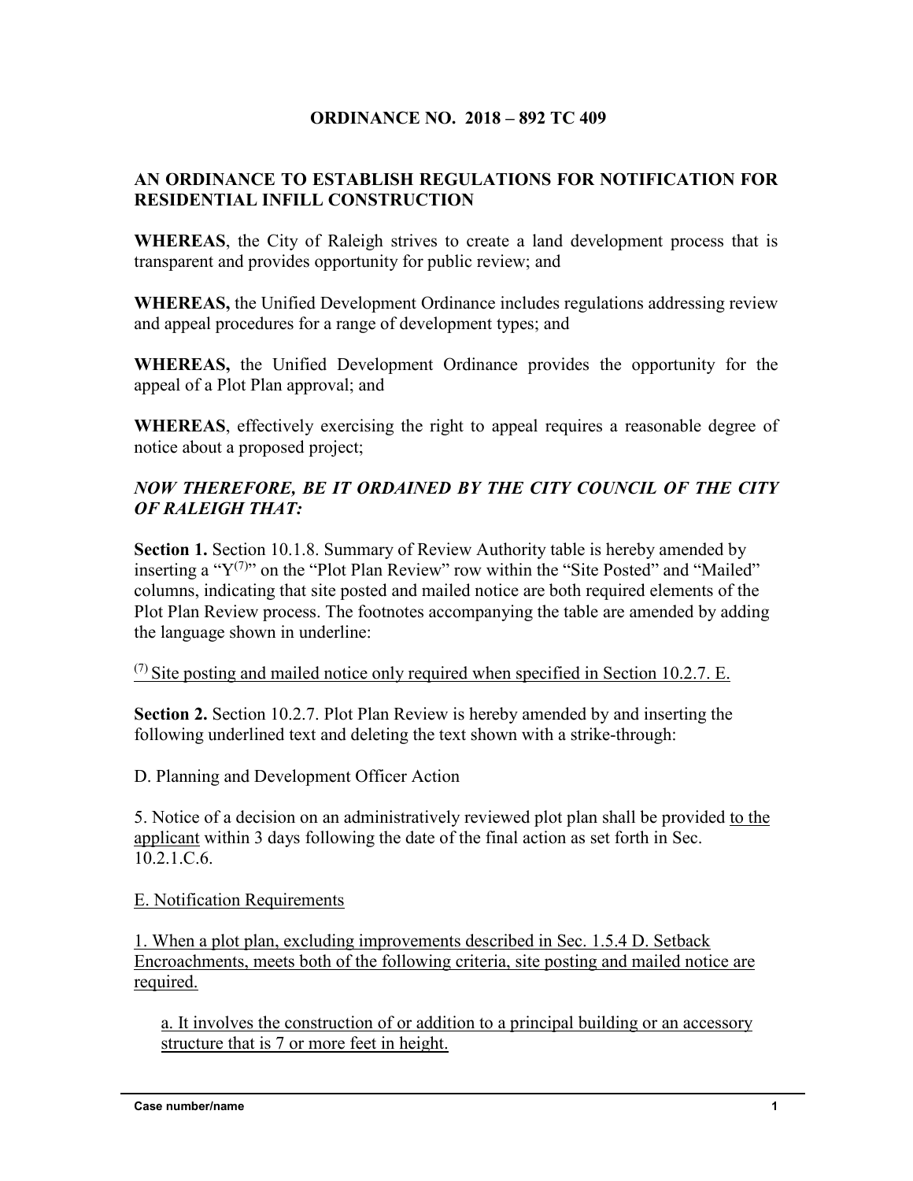**ORDINANCE NO. 2018 – 892 TC 409**

**AN ORDINANCE TO ESTABLISH REGULATIONS FOR NOTIFICATION FOR RESIDENTIAL INFILL CONSTRUCTION**

**WHEREAS**, the City of Raleigh strives to create a land development process that is transparent and provides opportunity for public review; and

**WHEREAS,** the Unified Development Ordinance includes regulations addressing review and appeal procedures for a range of development types; and

**WHEREAS,** the Unified Development Ordinance provides the opportunity for the appeal of a Plot Plan approval; and

**WHEREAS**, effectively exercising the right to appeal requires a reasonable degree of notice about a proposed project;

***NOW THEREFORE, BE IT ORDAINED BY THE CITY COUNCIL OF THE CITY OF RALEIGH THAT:***

**Section 1.** Section 10.1.8. Summary of Review Authority table is hereby amended by inserting a "Y[(7)]" on the "Plot Plan Review" row within the "Site Posted" and "Mailed" columns, indicating that site posted and mailed notice are both required elements of the Plot Plan Review process. The footnotes accompanying the table are amended by adding the language shown in underline:

<u>[(7)] Site posting and mailed notice only required when specified in Section 10.2.7. E.</u>

**Section 2.** Section 10.2.7. Plot Plan Review is hereby amended by and inserting the following underlined text and deleting the text shown with a strike-through:

D. Planning and Development Officer Action

5. Notice of a decision on an administratively reviewed plot plan shall be provided <u>to the applicant</u> within 3 days following the date of the final action as set forth in Sec. 10.2.1.C.6.

<u>E. Notification Requirements</u>

<u>1. When a plot plan, excluding improvements described in Sec. 1.5.4 D. Setback Encroachments, meets both of the following criteria, site posting and mailed notice are required.</u>

<u>a. It involves the construction of or addition to a principal building or an accessory structure that is 7 or more feet in height.</u>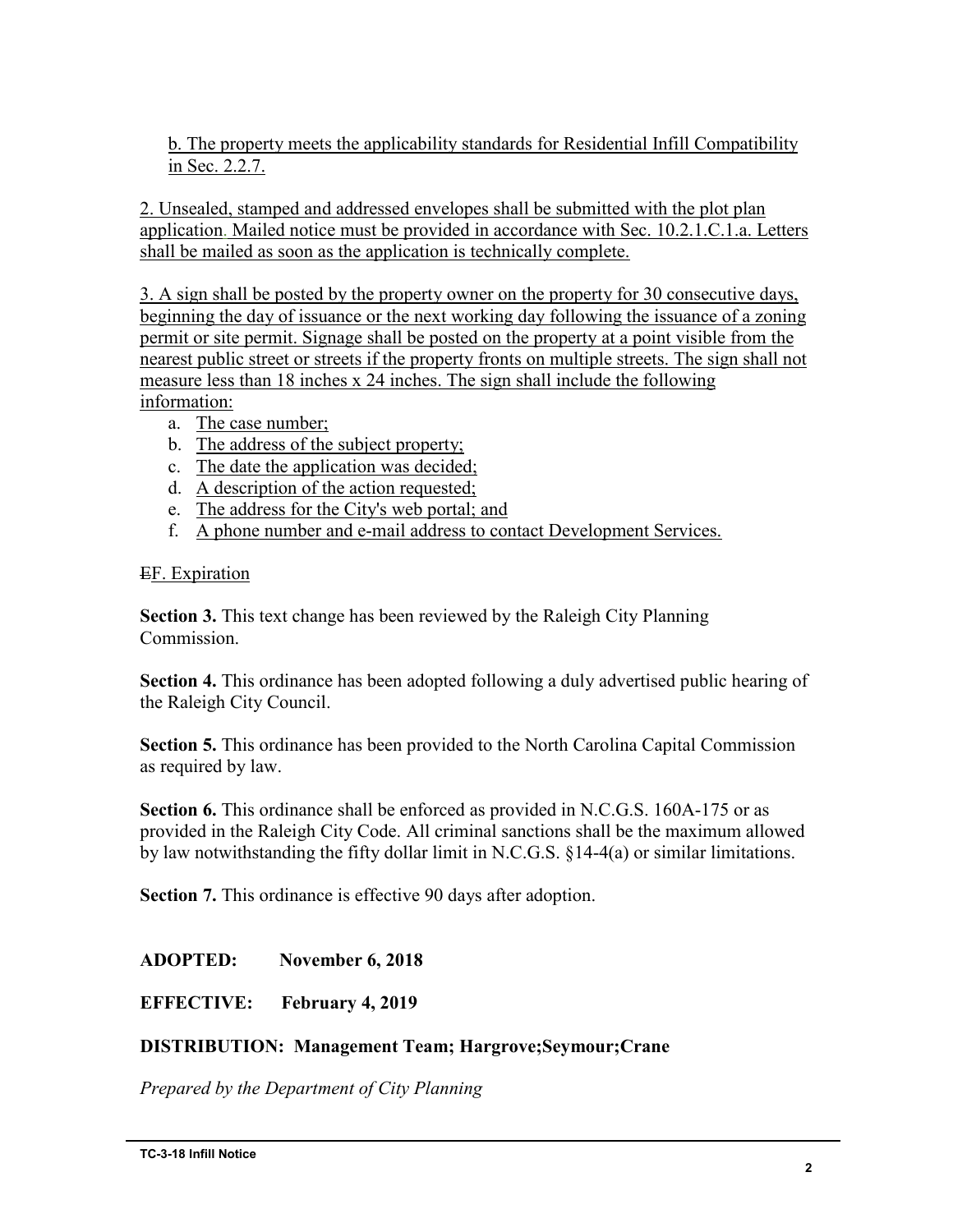b. The property meets the applicability standards for Residential Infill Compatibility in Sec. 2.2.7.

2. Unsealed, stamped and addressed envelopes shall be submitted with the plot plan application. Mailed notice must be provided in accordance with Sec. 10.2.1.C.1.a. Letters shall be mailed as soon as the application is technically complete.

3. A sign shall be posted by the property owner on the property for 30 consecutive days, beginning the day of issuance or the next working day following the issuance of a zoning permit or site permit. Signage shall be posted on the property at a point visible from the nearest public street or streets if the property fronts on multiple streets. The sign shall not measure less than 18 inches x 24 inches. The sign shall include the following information:

a. The case number;
b. The address of the subject property;
c. The date the application was decided;
d. A description of the action requested;
e. The address for the City's web portal; and
f. A phone number and e-mail address to contact Development Services.

~~E~~F. Expiration

**Section 3.** This text change has been reviewed by the Raleigh City Planning Commission.

**Section 4.** This ordinance has been adopted following a duly advertised public hearing of the Raleigh City Council.

**Section 5.** This ordinance has been provided to the North Carolina Capital Commission as required by law.

**Section 6.** This ordinance shall be enforced as provided in N.C.G.S. 160A-175 or as provided in the Raleigh City Code. All criminal sanctions shall be the maximum allowed by law notwithstanding the fifty dollar limit in N.C.G.S. §14-4(a) or similar limitations.

**Section 7.** This ordinance is effective 90 days after adoption.

**ADOPTED: November 6, 2018**

**EFFECTIVE: February 4, 2019**

**DISTRIBUTION: Management Team; Hargrove;Seymour;Crane**

*Prepared by the Department of City Planning*

**TC-3-18 Infill Notice**